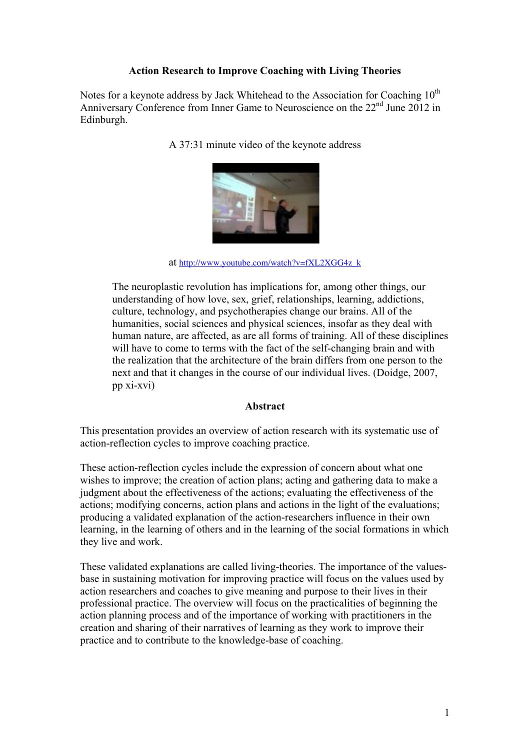**Action Research to Improve Coaching with Living Theories**

Notes for a keynote address by Jack Whitehead to the Association for Coaching 10th Anniversary Conference from Inner Game to Neuroscience on the 22nd June 2012 in Edinburgh.

A 37:31 minute video of the keynote address

at http://www.youtube.com/watch?v=fXL2XGG4z_k

> The neuroplastic revolution has implications for, among other things, our understanding of how love, sex, grief, relationships, learning, addictions, culture, technology, and psychotherapies change our brains. All of the humanities, social sciences and physical sciences, insofar as they deal with human nature, are affected, as are all forms of training. All of these disciplines will have to come to terms with the fact of the self-changing brain and with the realization that the architecture of the brain differs from one person to the next and that it changes in the course of our individual lives. (Doidge, 2007, pp xi-xvi)

**Abstract**

This presentation provides an overview of action research with its systematic use of action-reflection cycles to improve coaching practice.

These action-reflection cycles include the expression of concern about what one wishes to improve; the creation of action plans; acting and gathering data to make a judgment about the effectiveness of the actions; evaluating the effectiveness of the actions; modifying concerns, action plans and actions in the light of the evaluations; producing a validated explanation of the action-researchers influence in their own learning, in the learning of others and in the learning of the social formations in which they live and work.

These validated explanations are called living-theories. The importance of the values-base in sustaining motivation for improving practice will focus on the values used by action researchers and coaches to give meaning and purpose to their lives in their professional practice. The overview will focus on the practicalities of beginning the action planning process and of the importance of working with practitioners in the creation and sharing of their narratives of learning as they work to improve their practice and to contribute to the knowledge-base of coaching.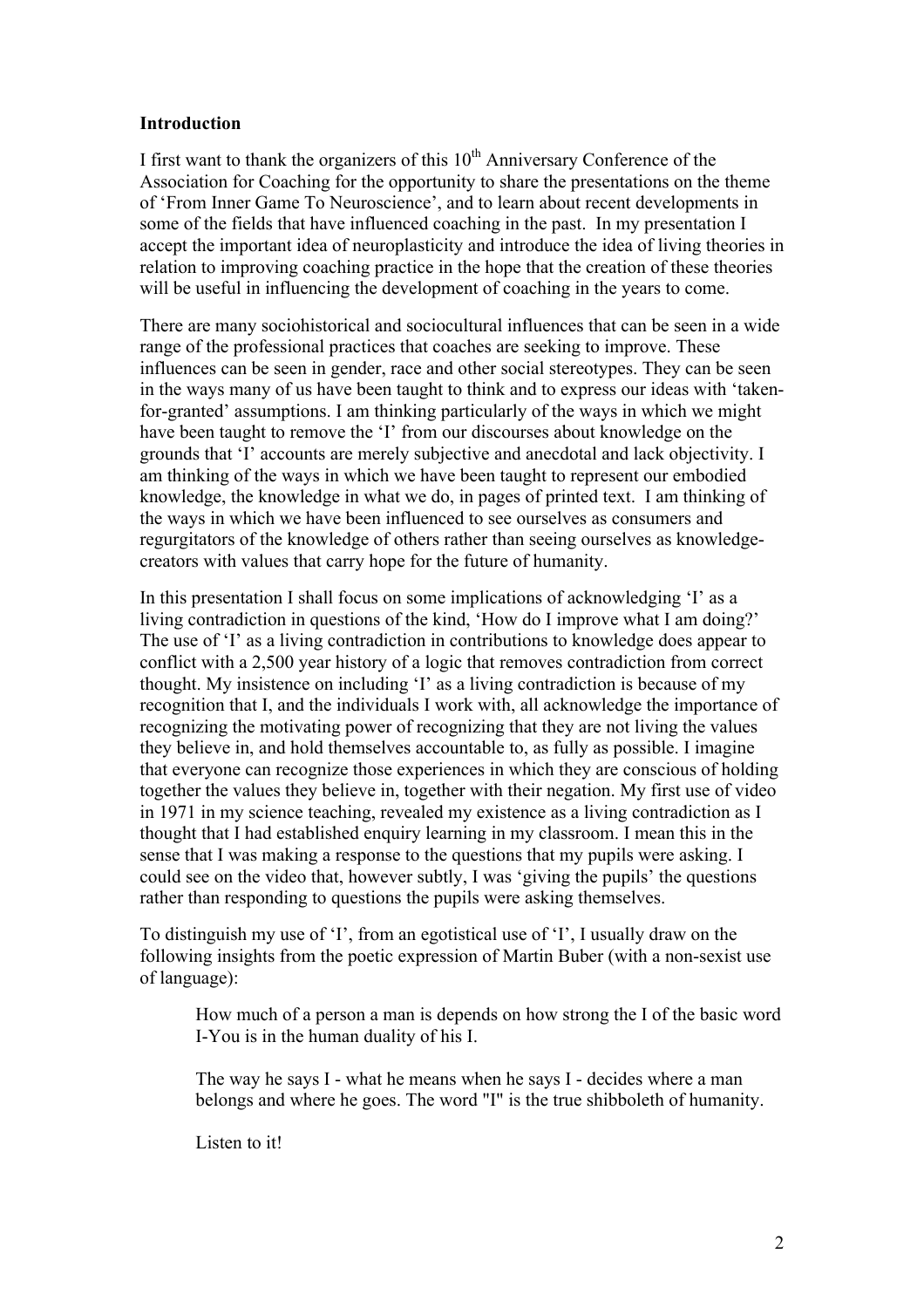**Introduction**

I first want to thank the organizers of this 10th Anniversary Conference of the Association for Coaching for the opportunity to share the presentations on the theme of 'From Inner Game To Neuroscience', and to learn about recent developments in some of the fields that have influenced coaching in the past. In my presentation I accept the important idea of neuroplasticity and introduce the idea of living theories in relation to improving coaching practice in the hope that the creation of these theories will be useful in influencing the development of coaching in the years to come.

There are many sociohistorical and sociocultural influences that can be seen in a wide range of the professional practices that coaches are seeking to improve. These influences can be seen in gender, race and other social stereotypes. They can be seen in the ways many of us have been taught to think and to express our ideas with 'taken-for-granted' assumptions. I am thinking particularly of the ways in which we might have been taught to remove the 'I' from our discourses about knowledge on the grounds that 'I' accounts are merely subjective and anecdotal and lack objectivity. I am thinking of the ways in which we have been taught to represent our embodied knowledge, the knowledge in what we do, in pages of printed text. I am thinking of the ways in which we have been influenced to see ourselves as consumers and regurgitators of the knowledge of others rather than seeing ourselves as knowledge-creators with values that carry hope for the future of humanity.

In this presentation I shall focus on some implications of acknowledging 'I' as a living contradiction in questions of the kind, 'How do I improve what I am doing?' The use of 'I' as a living contradiction in contributions to knowledge does appear to conflict with a 2,500 year history of a logic that removes contradiction from correct thought. My insistence on including 'I' as a living contradiction is because of my recognition that I, and the individuals I work with, all acknowledge the importance of recognizing the motivating power of recognizing that they are not living the values they believe in, and hold themselves accountable to, as fully as possible. I imagine that everyone can recognize those experiences in which they are conscious of holding together the values they believe in, together with their negation. My first use of video in 1971 in my science teaching, revealed my existence as a living contradiction as I thought that I had established enquiry learning in my classroom. I mean this in the sense that I was making a response to the questions that my pupils were asking. I could see on the video that, however subtly, I was 'giving the pupils' the questions rather than responding to questions the pupils were asking themselves.

To distinguish my use of 'I', from an egotistical use of 'I', I usually draw on the following insights from the poetic expression of Martin Buber (with a non-sexist use of language):

> How much of a person a man is depends on how strong the I of the basic word I-You is in the human duality of his I.
>
> The way he says I - what he means when he says I - decides where a man belongs and where he goes. The word "I" is the true shibboleth of humanity.
>
> Listen to it!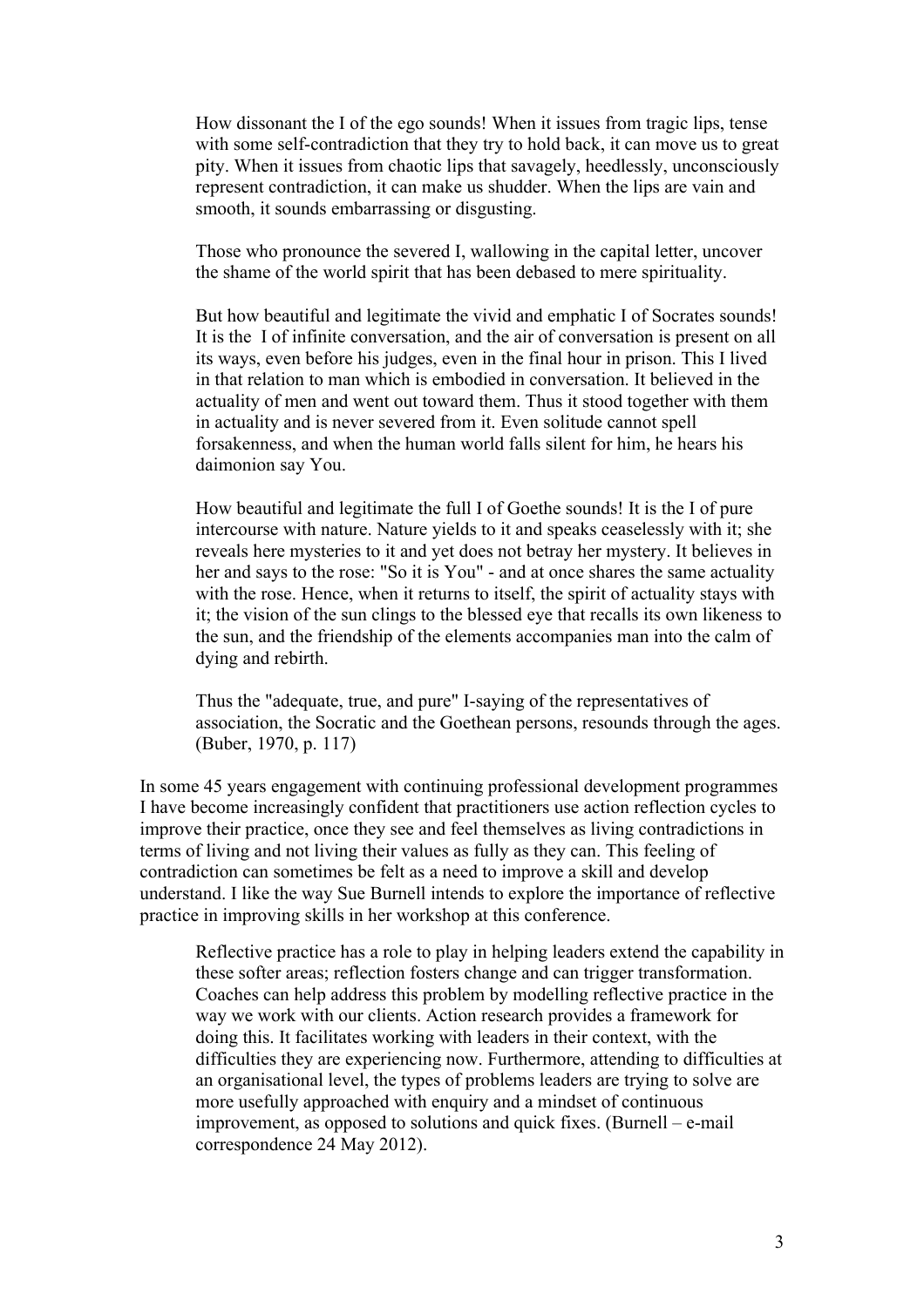> How dissonant the I of the ego sounds! When it issues from tragic lips, tense with some self-contradiction that they try to hold back, it can move us to great pity. When it issues from chaotic lips that savagely, heedlessly, unconsciously represent contradiction, it can make us shudder. When the lips are vain and smooth, it sounds embarrassing or disgusting.
>
> Those who pronounce the severed I, wallowing in the capital letter, uncover the shame of the world spirit that has been debased to mere spirituality.
>
> But how beautiful and legitimate the vivid and emphatic I of Socrates sounds! It is the I of infinite conversation, and the air of conversation is present on all its ways, even before his judges, even in the final hour in prison. This I lived in that relation to man which is embodied in conversation. It believed in the actuality of men and went out toward them. Thus it stood together with them in actuality and is never severed from it. Even solitude cannot spell forsakenness, and when the human world falls silent for him, he hears his daimonion say You.
>
> How beautiful and legitimate the full I of Goethe sounds! It is the I of pure intercourse with nature. Nature yields to it and speaks ceaselessly with it; she reveals here mysteries to it and yet does not betray her mystery. It believes in her and says to the rose: "So it is You" - and at once shares the same actuality with the rose. Hence, when it returns to itself, the spirit of actuality stays with it; the vision of the sun clings to the blessed eye that recalls its own likeness to the sun, and the friendship of the elements accompanies man into the calm of dying and rebirth.
>
> Thus the "adequate, true, and pure" I-saying of the representatives of association, the Socratic and the Goethean persons, resounds through the ages. (Buber, 1970, p. 117)

In some 45 years engagement with continuing professional development programmes I have become increasingly confident that practitioners use action reflection cycles to improve their practice, once they see and feel themselves as living contradictions in terms of living and not living their values as fully as they can. This feeling of contradiction can sometimes be felt as a need to improve a skill and develop understand. I like the way Sue Burnell intends to explore the importance of reflective practice in improving skills in her workshop at this conference.

> Reflective practice has a role to play in helping leaders extend the capability in these softer areas; reflection fosters change and can trigger transformation. Coaches can help address this problem by modelling reflective practice in the way we work with our clients. Action research provides a framework for doing this. It facilitates working with leaders in their context, with the difficulties they are experiencing now. Furthermore, attending to difficulties at an organisational level, the types of problems leaders are trying to solve are more usefully approached with enquiry and a mindset of continuous improvement, as opposed to solutions and quick fixes. (Burnell – e-mail correspondence 24 May 2012).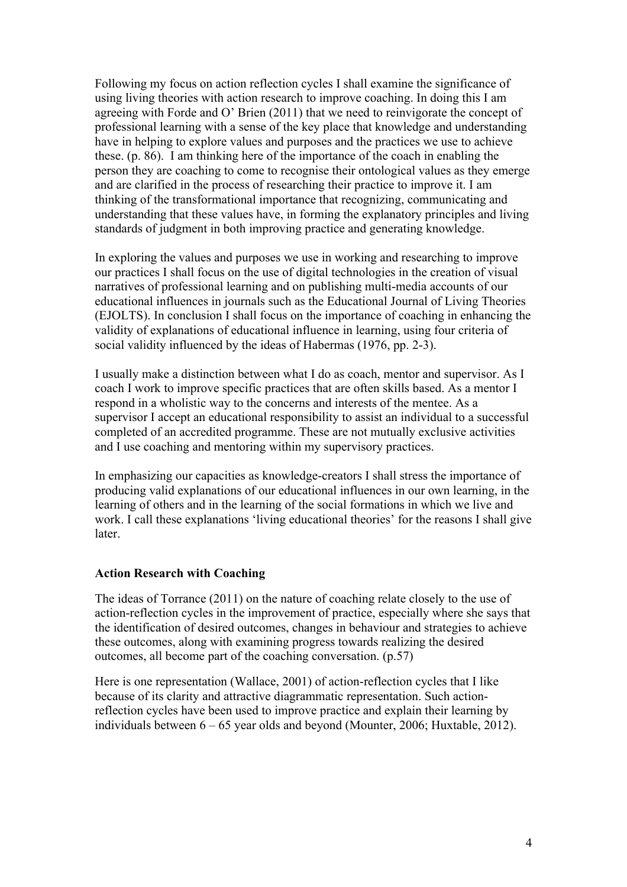Following my focus on action reflection cycles I shall examine the significance of using living theories with action research to improve coaching. In doing this I am agreeing with Forde and O' Brien (2011) that we need to reinvigorate the concept of professional learning with a sense of the key place that knowledge and understanding have in helping to explore values and purposes and the practices we use to achieve these. (p. 86). I am thinking here of the importance of the coach in enabling the person they are coaching to come to recognise their ontological values as they emerge and are clarified in the process of researching their practice to improve it. I am thinking of the transformational importance that recognizing, communicating and understanding that these values have, in forming the explanatory principles and living standards of judgment in both improving practice and generating knowledge.

In exploring the values and purposes we use in working and researching to improve our practices I shall focus on the use of digital technologies in the creation of visual narratives of professional learning and on publishing multi-media accounts of our educational influences in journals such as the Educational Journal of Living Theories (EJOLTS). In conclusion I shall focus on the importance of coaching in enhancing the validity of explanations of educational influence in learning, using four criteria of social validity influenced by the ideas of Habermas (1976, pp. 2-3).

I usually make a distinction between what I do as coach, mentor and supervisor. As I coach I work to improve specific practices that are often skills based. As a mentor I respond in a wholistic way to the concerns and interests of the mentee. As a supervisor I accept an educational responsibility to assist an individual to a successful completed of an accredited programme. These are not mutually exclusive activities and I use coaching and mentoring within my supervisory practices.

In emphasizing our capacities as knowledge-creators I shall stress the importance of producing valid explanations of our educational influences in our own learning, in the learning of others and in the learning of the social formations in which we live and work. I call these explanations 'living educational theories' for the reasons I shall give later.

**Action Research with Coaching**

The ideas of Torrance (2011) on the nature of coaching relate closely to the use of action-reflection cycles in the improvement of practice, especially where she says that the identification of desired outcomes, changes in behaviour and strategies to achieve these outcomes, along with examining progress towards realizing the desired outcomes, all become part of the coaching conversation. (p.57)

Here is one representation (Wallace, 2001) of action-reflection cycles that I like because of its clarity and attractive diagrammatic representation. Such action-reflection cycles have been used to improve practice and explain their learning by individuals between 6 – 65 year olds and beyond (Mounter, 2006; Huxtable, 2012).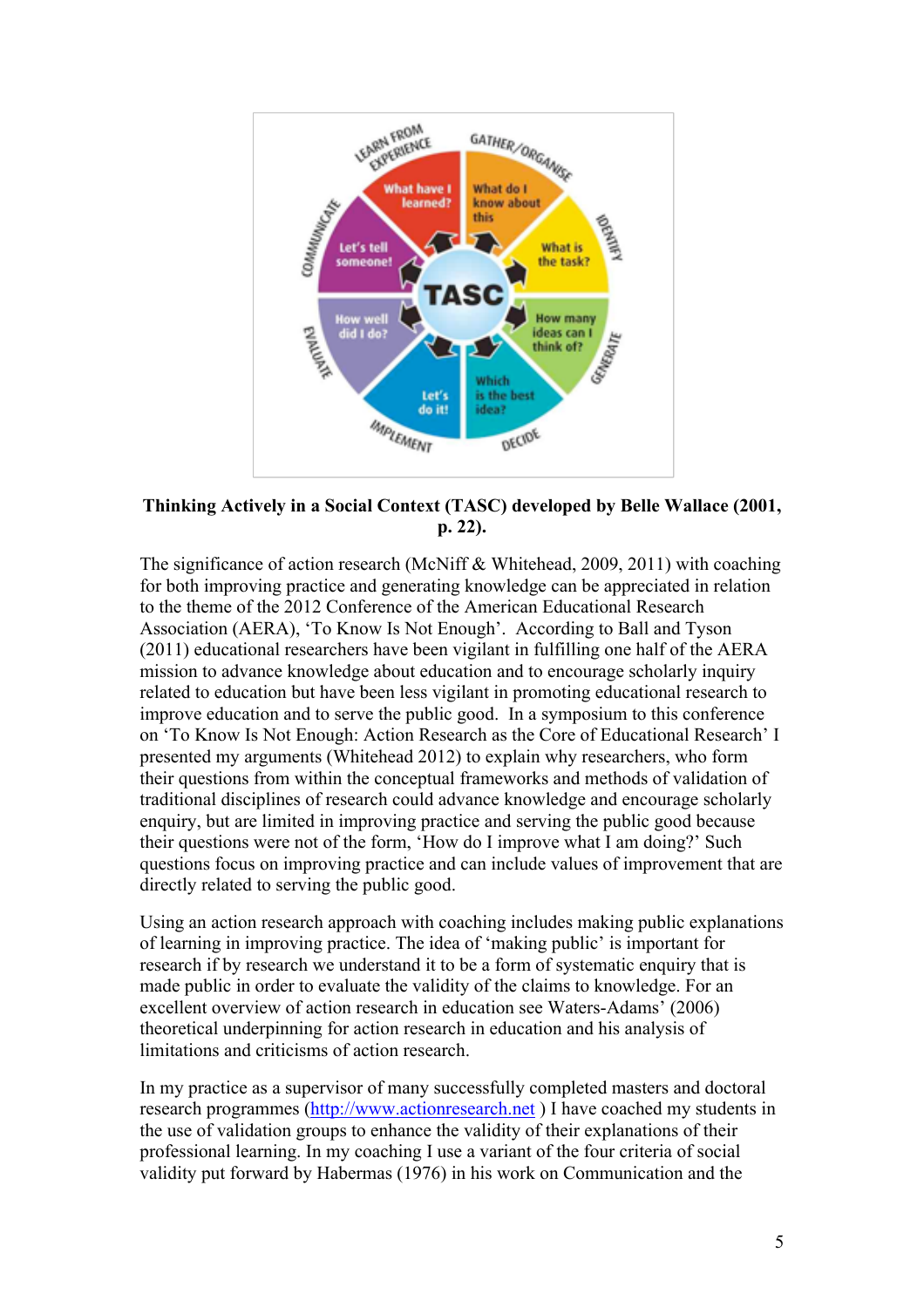**Thinking Actively in a Social Context (TASC) developed by Belle Wallace (2001, p. 22).**

The significance of action research (McNiff & Whitehead, 2009, 2011) with coaching for both improving practice and generating knowledge can be appreciated in relation to the theme of the 2012 Conference of the American Educational Research Association (AERA), 'To Know Is Not Enough'. According to Ball and Tyson (2011) educational researchers have been vigilant in fulfilling one half of the AERA mission to advance knowledge about education and to encourage scholarly inquiry related to education but have been less vigilant in promoting educational research to improve education and to serve the public good. In a symposium to this conference on 'To Know Is Not Enough: Action Research as the Core of Educational Research' I presented my arguments (Whitehead 2012) to explain why researchers, who form their questions from within the conceptual frameworks and methods of validation of traditional disciplines of research could advance knowledge and encourage scholarly enquiry, but are limited in improving practice and serving the public good because their questions were not of the form, 'How do I improve what I am doing?' Such questions focus on improving practice and can include values of improvement that are directly related to serving the public good.

Using an action research approach with coaching includes making public explanations of learning in improving practice. The idea of 'making public' is important for research if by research we understand it to be a form of systematic enquiry that is made public in order to evaluate the validity of the claims to knowledge. For an excellent overview of action research in education see Waters-Adams' (2006) theoretical underpinning for action research in education and his analysis of limitations and criticisms of action research.

In my practice as a supervisor of many successfully completed masters and doctoral research programmes (http://www.actionresearch.net ) I have coached my students in the use of validation groups to enhance the validity of their explanations of their professional learning. In my coaching I use a variant of the four criteria of social validity put forward by Habermas (1976) in his work on Communication and the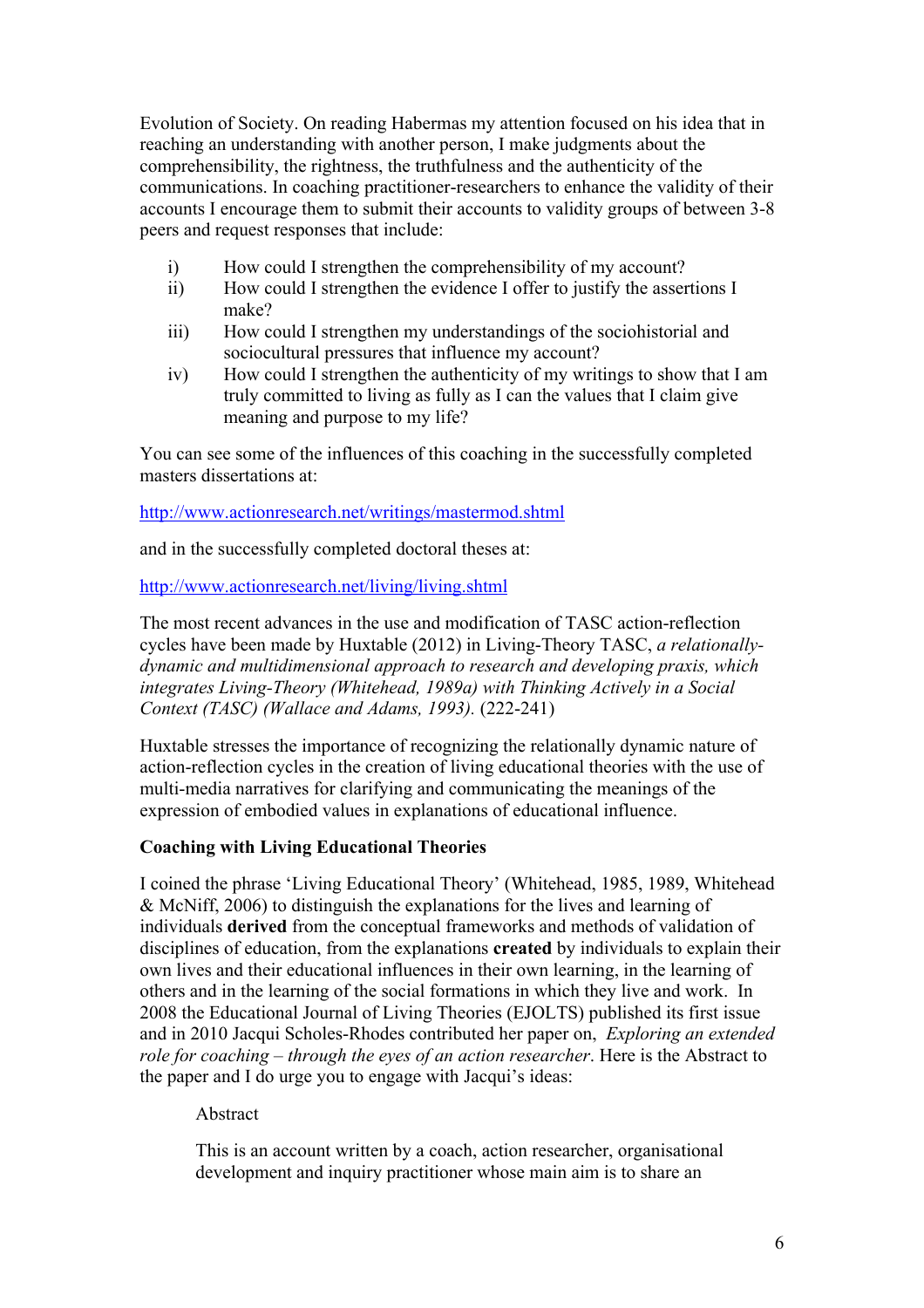Evolution of Society. On reading Habermas my attention focused on his idea that in reaching an understanding with another person, I make judgments about the comprehensibility, the rightness, the truthfulness and the authenticity of the communications. In coaching practitioner-researchers to enhance the validity of their accounts I encourage them to submit their accounts to validity groups of between 3-8 peers and request responses that include:

i) How could I strengthen the comprehensibility of my account?
ii) How could I strengthen the evidence I offer to justify the assertions I make?
iii) How could I strengthen my understandings of the sociohistorial and sociocultural pressures that influence my account?
iv) How could I strengthen the authenticity of my writings to show that I am truly committed to living as fully as I can the values that I claim give meaning and purpose to my life?

You can see some of the influences of this coaching in the successfully completed masters dissertations at:

http://www.actionresearch.net/writings/mastermod.shtml

and in the successfully completed doctoral theses at:

http://www.actionresearch.net/living/living.shtml

The most recent advances in the use and modification of TASC action-reflection cycles have been made by Huxtable (2012) in Living-Theory TASC, *a relationally-dynamic and multidimensional approach to research and developing praxis, which integrates Living-Theory (Whitehead, 1989a) with Thinking Actively in a Social Context (TASC) (Wallace and Adams, 1993).* (222-241)

Huxtable stresses the importance of recognizing the relationally dynamic nature of action-reflection cycles in the creation of living educational theories with the use of multi-media narratives for clarifying and communicating the meanings of the expression of embodied values in explanations of educational influence.

**Coaching with Living Educational Theories**

I coined the phrase 'Living Educational Theory' (Whitehead, 1985, 1989, Whitehead & McNiff, 2006) to distinguish the explanations for the lives and learning of individuals **derived** from the conceptual frameworks and methods of validation of disciplines of education, from the explanations **created** by individuals to explain their own lives and their educational influences in their own learning, in the learning of others and in the learning of the social formations in which they live and work. In 2008 the Educational Journal of Living Theories (EJOLTS) published its first issue and in 2010 Jacqui Scholes-Rhodes contributed her paper on, *Exploring an extended role for coaching – through the eyes of an action researcher*. Here is the Abstract to the paper and I do urge you to engage with Jacqui's ideas:

> Abstract
>
> This is an account written by a coach, action researcher, organisational development and inquiry practitioner whose main aim is to share an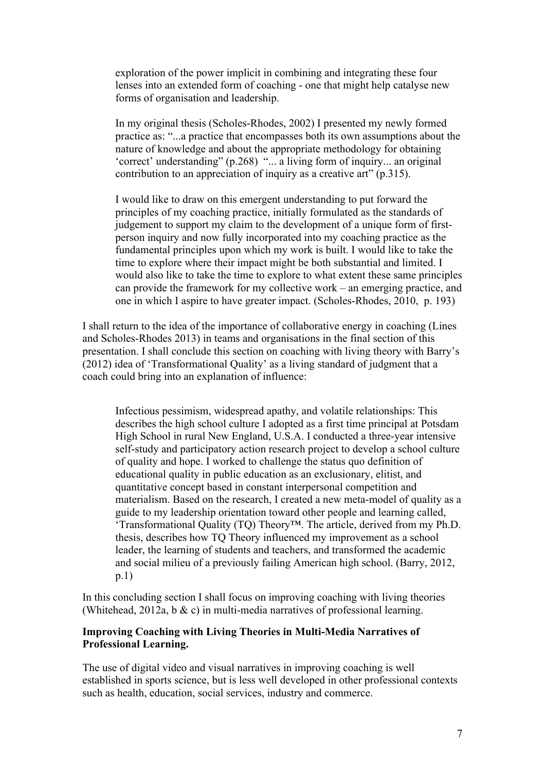> exploration of the power implicit in combining and integrating these four lenses into an extended form of coaching - one that might help catalyse new forms of organisation and leadership.
>
> In my original thesis (Scholes-Rhodes, 2002) I presented my newly formed practice as: "...a practice that encompasses both its own assumptions about the nature of knowledge and about the appropriate methodology for obtaining 'correct' understanding" (p.268) "... a living form of inquiry... an original contribution to an appreciation of inquiry as a creative art" (p.315).
>
> I would like to draw on this emergent understanding to put forward the principles of my coaching practice, initially formulated as the standards of judgement to support my claim to the development of a unique form of first-person inquiry and now fully incorporated into my coaching practice as the fundamental principles upon which my work is built. I would like to take the time to explore where their impact might be both substantial and limited. I would also like to take the time to explore to what extent these same principles can provide the framework for my collective work – an emerging practice, and one in which I aspire to have greater impact. (Scholes-Rhodes, 2010, p. 193)

I shall return to the idea of the importance of collaborative energy in coaching (Lines and Scholes-Rhodes 2013) in teams and organisations in the final section of this presentation. I shall conclude this section on coaching with living theory with Barry's (2012) idea of 'Transformational Quality' as a living standard of judgment that a coach could bring into an explanation of influence:

> Infectious pessimism, widespread apathy, and volatile relationships: This describes the high school culture I adopted as a first time principal at Potsdam High School in rural New England, U.S.A. I conducted a three-year intensive self-study and participatory action research project to develop a school culture of quality and hope. I worked to challenge the status quo definition of educational quality in public education as an exclusionary, elitist, and quantitative concept based in constant interpersonal competition and materialism. Based on the research, I created a new meta-model of quality as a guide to my leadership orientation toward other people and learning called, 'Transformational Quality (TQ) Theory™. The article, derived from my Ph.D. thesis, describes how TQ Theory influenced my improvement as a school leader, the learning of students and teachers, and transformed the academic and social milieu of a previously failing American high school. (Barry, 2012, p.1)

In this concluding section I shall focus on improving coaching with living theories (Whitehead, 2012a, b & c) in multi-media narratives of professional learning.

**Improving Coaching with Living Theories in Multi-Media Narratives of Professional Learning.**

The use of digital video and visual narratives in improving coaching is well established in sports science, but is less well developed in other professional contexts such as health, education, social services, industry and commerce.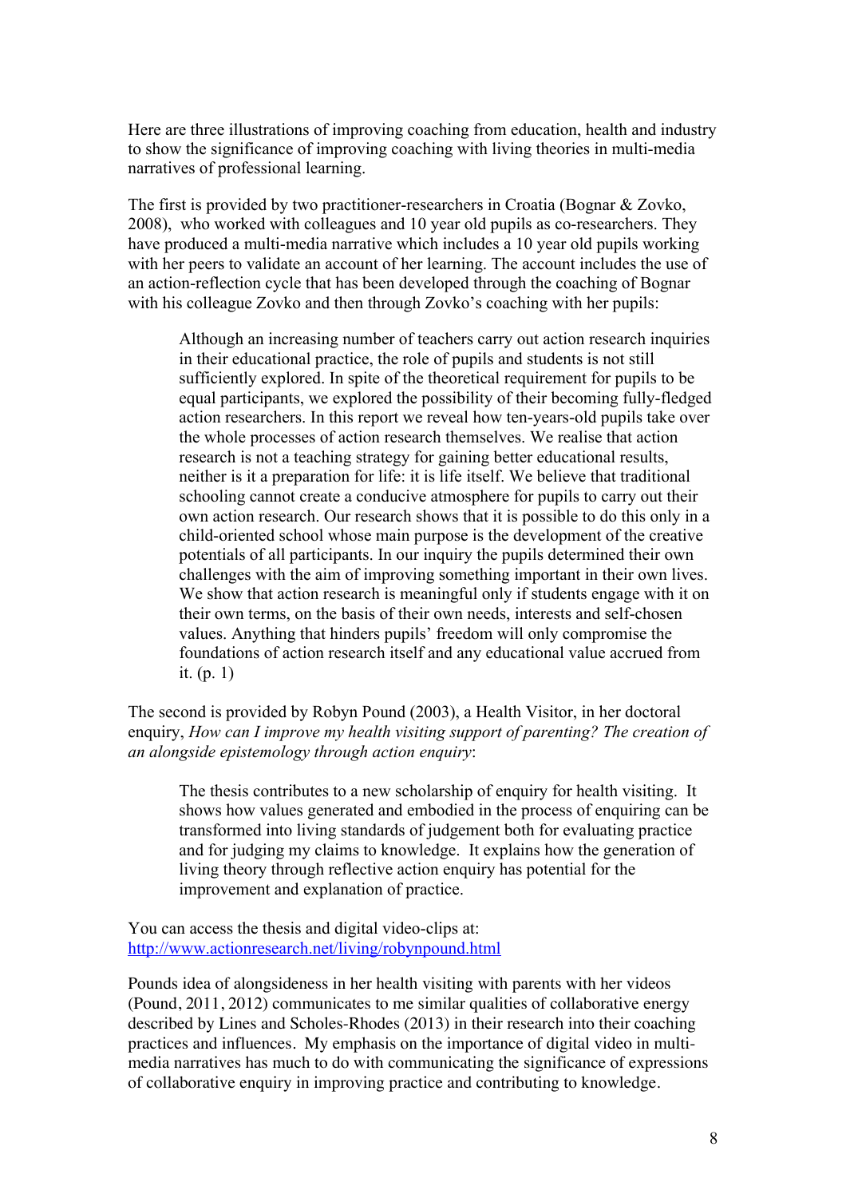Here are three illustrations of improving coaching from education, health and industry to show the significance of improving coaching with living theories in multi-media narratives of professional learning.

The first is provided by two practitioner-researchers in Croatia (Bognar & Zovko, 2008), who worked with colleagues and 10 year old pupils as co-researchers. They have produced a multi-media narrative which includes a 10 year old pupils working with her peers to validate an account of her learning. The account includes the use of an action-reflection cycle that has been developed through the coaching of Bognar with his colleague Zovko and then through Zovko's coaching with her pupils:

> Although an increasing number of teachers carry out action research inquiries in their educational practice, the role of pupils and students is not still sufficiently explored. In spite of the theoretical requirement for pupils to be equal participants, we explored the possibility of their becoming fully-fledged action researchers. In this report we reveal how ten-years-old pupils take over the whole processes of action research themselves. We realise that action research is not a teaching strategy for gaining better educational results, neither is it a preparation for life: it is life itself. We believe that traditional schooling cannot create a conducive atmosphere for pupils to carry out their own action research. Our research shows that it is possible to do this only in a child-oriented school whose main purpose is the development of the creative potentials of all participants. In our inquiry the pupils determined their own challenges with the aim of improving something important in their own lives. We show that action research is meaningful only if students engage with it on their own terms, on the basis of their own needs, interests and self-chosen values. Anything that hinders pupils' freedom will only compromise the foundations of action research itself and any educational value accrued from it. (p. 1)

The second is provided by Robyn Pound (2003), a Health Visitor, in her doctoral enquiry, *How can I improve my health visiting support of parenting? The creation of an alongside epistemology through action enquiry*:

> The thesis contributes to a new scholarship of enquiry for health visiting. It shows how values generated and embodied in the process of enquiring can be transformed into living standards of judgement both for evaluating practice and for judging my claims to knowledge. It explains how the generation of living theory through reflective action enquiry has potential for the improvement and explanation of practice.

You can access the thesis and digital video-clips at: [http://www.actionresearch.net/living/robynpound.html](http://www.actionresearch.net/living/robynpound.html)

Pounds idea of alongsideness in her health visiting with parents with her videos (Pound, 2011, 2012) communicates to me similar qualities of collaborative energy described by Lines and Scholes-Rhodes (2013) in their research into their coaching practices and influences. My emphasis on the importance of digital video in multi-media narratives has much to do with communicating the significance of expressions of collaborative enquiry in improving practice and contributing to knowledge.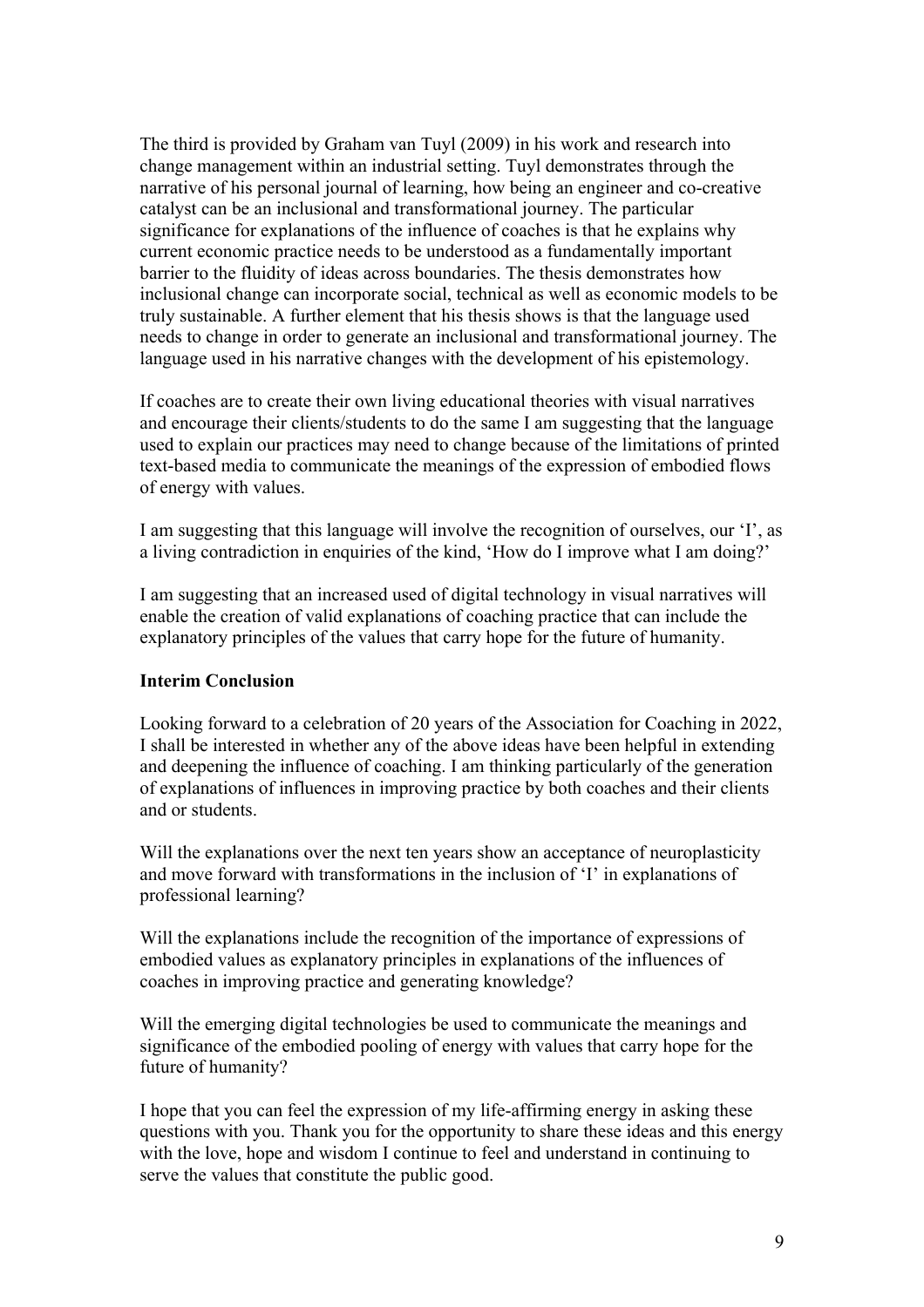The third is provided by Graham van Tuyl (2009) in his work and research into change management within an industrial setting. Tuyl demonstrates through the narrative of his personal journal of learning, how being an engineer and co-creative catalyst can be an inclusional and transformational journey. The particular significance for explanations of the influence of coaches is that he explains why current economic practice needs to be understood as a fundamentally important barrier to the fluidity of ideas across boundaries. The thesis demonstrates how inclusional change can incorporate social, technical as well as economic models to be truly sustainable. A further element that his thesis shows is that the language used needs to change in order to generate an inclusional and transformational journey. The language used in his narrative changes with the development of his epistemology.

If coaches are to create their own living educational theories with visual narratives and encourage their clients/students to do the same I am suggesting that the language used to explain our practices may need to change because of the limitations of printed text-based media to communicate the meanings of the expression of embodied flows of energy with values.

I am suggesting that this language will involve the recognition of ourselves, our 'I', as a living contradiction in enquiries of the kind, 'How do I improve what I am doing?'

I am suggesting that an increased used of digital technology in visual narratives will enable the creation of valid explanations of coaching practice that can include the explanatory principles of the values that carry hope for the future of humanity.

**Interim Conclusion**

Looking forward to a celebration of 20 years of the Association for Coaching in 2022, I shall be interested in whether any of the above ideas have been helpful in extending and deepening the influence of coaching. I am thinking particularly of the generation of explanations of influences in improving practice by both coaches and their clients and or students.

Will the explanations over the next ten years show an acceptance of neuroplasticity and move forward with transformations in the inclusion of 'I' in explanations of professional learning?

Will the explanations include the recognition of the importance of expressions of embodied values as explanatory principles in explanations of the influences of coaches in improving practice and generating knowledge?

Will the emerging digital technologies be used to communicate the meanings and significance of the embodied pooling of energy with values that carry hope for the future of humanity?

I hope that you can feel the expression of my life-affirming energy in asking these questions with you. Thank you for the opportunity to share these ideas and this energy with the love, hope and wisdom I continue to feel and understand in continuing to serve the values that constitute the public good.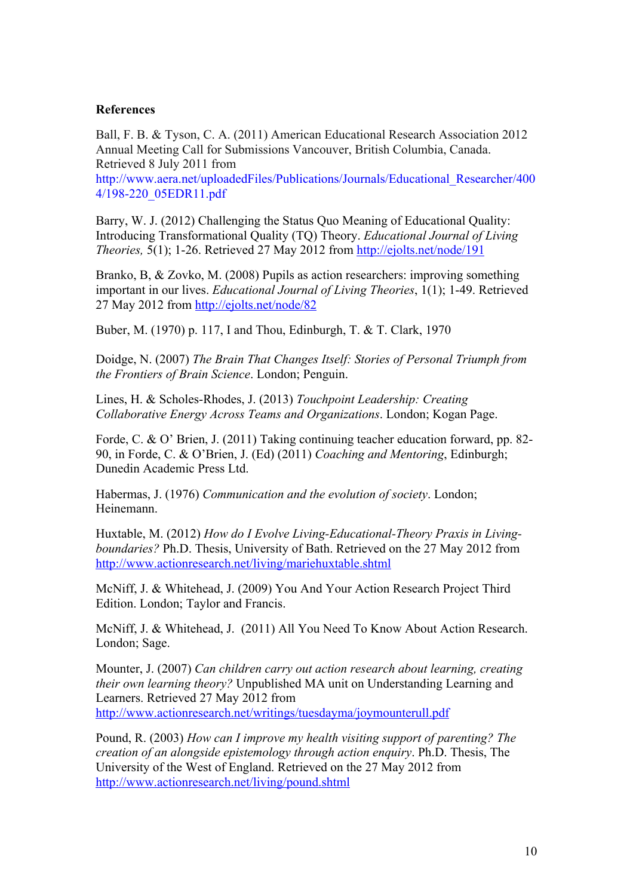**References**

Ball, F. B. & Tyson, C. A. (2011) American Educational Research Association 2012 Annual Meeting Call for Submissions Vancouver, British Columbia, Canada. Retrieved 8 July 2011 from http://www.aera.net/uploadedFiles/Publications/Journals/Educational_Researcher/4004/198-220_05EDR11.pdf

Barry, W. J. (2012) Challenging the Status Quo Meaning of Educational Quality: Introducing Transformational Quality (TQ) Theory. *Educational Journal of Living Theories,* 5(1); 1-26. Retrieved 27 May 2012 from http://ejolts.net/node/191

Branko, B, & Zovko, M. (2008) Pupils as action researchers: improving something important in our lives. *Educational Journal of Living Theories*, 1(1); 1-49. Retrieved 27 May 2012 from http://ejolts.net/node/82

Buber, M. (1970) p. 117, I and Thou, Edinburgh, T. & T. Clark, 1970

Doidge, N. (2007) *The Brain That Changes Itself: Stories of Personal Triumph from the Frontiers of Brain Science*. London; Penguin.

Lines, H. & Scholes-Rhodes, J. (2013) *Touchpoint Leadership: Creating Collaborative Energy Across Teams and Organizations*. London; Kogan Page.

Forde, C. & O' Brien, J. (2011) Taking continuing teacher education forward, pp. 82-90, in Forde, C. & O'Brien, J. (Ed) (2011) *Coaching and Mentoring*, Edinburgh; Dunedin Academic Press Ltd.

Habermas, J. (1976) *Communication and the evolution of society*. London; Heinemann.

Huxtable, M. (2012) *How do I Evolve Living-Educational-Theory Praxis in Living-boundaries?* Ph.D. Thesis, University of Bath. Retrieved on the 27 May 2012 from http://www.actionresearch.net/living/mariehuxtable.shtml

McNiff, J. & Whitehead, J. (2009) You And Your Action Research Project Third Edition. London; Taylor and Francis.

McNiff, J. & Whitehead, J. (2011) All You Need To Know About Action Research. London; Sage.

Mounter, J. (2007) *Can children carry out action research about learning, creating their own learning theory?* Unpublished MA unit on Understanding Learning and Learners. Retrieved 27 May 2012 from http://www.actionresearch.net/writings/tuesdayma/joymounterull.pdf

Pound, R. (2003) *How can I improve my health visiting support of parenting? The creation of an alongside epistemology through action enquiry*. Ph.D. Thesis, The University of the West of England. Retrieved on the 27 May 2012 from http://www.actionresearch.net/living/pound.shtml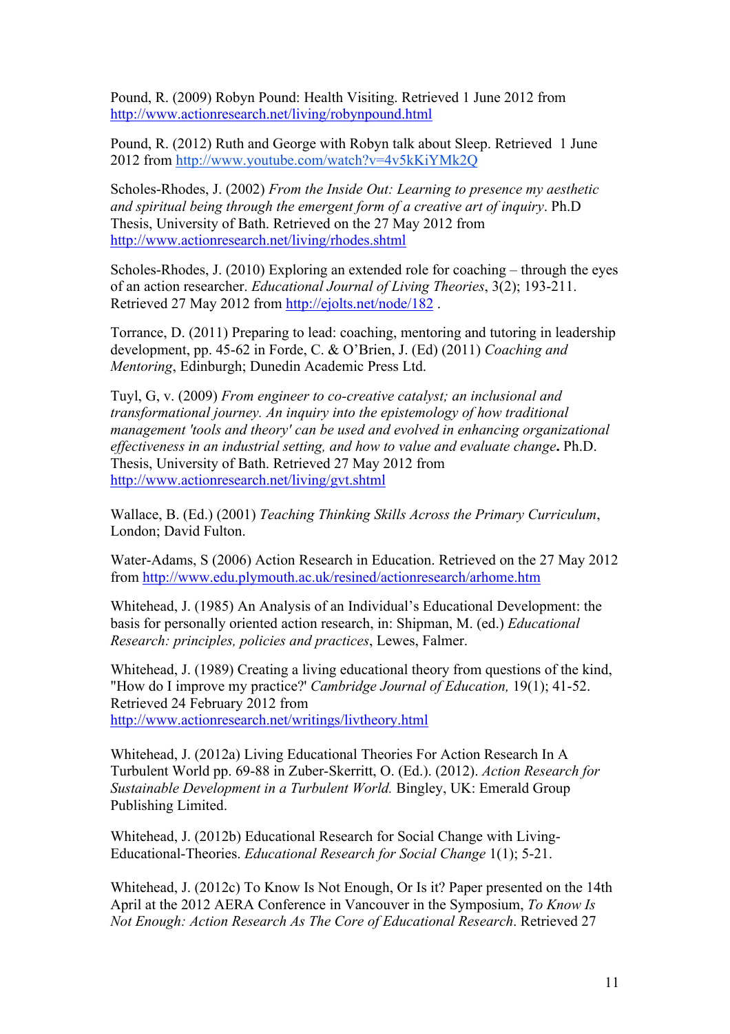Pound, R. (2009) Robyn Pound: Health Visiting. Retrieved 1 June 2012 from http://www.actionresearch.net/living/robynpound.html

Pound, R. (2012) Ruth and George with Robyn talk about Sleep. Retrieved 1 June 2012 from http://www.youtube.com/watch?v=4v5kKiYMk2Q

Scholes-Rhodes, J. (2002) *From the Inside Out: Learning to presence my aesthetic and spiritual being through the emergent form of a creative art of inquiry*. Ph.D Thesis, University of Bath. Retrieved on the 27 May 2012 from http://www.actionresearch.net/living/rhodes.shtml

Scholes-Rhodes, J. (2010) Exploring an extended role for coaching – through the eyes of an action researcher. *Educational Journal of Living Theories*, 3(2); 193-211. Retrieved 27 May 2012 from http://ejolts.net/node/182 .

Torrance, D. (2011) Preparing to lead: coaching, mentoring and tutoring in leadership development, pp. 45-62 in Forde, C. & O'Brien, J. (Ed) (2011) *Coaching and Mentoring*, Edinburgh; Dunedin Academic Press Ltd.

Tuyl, G, v. (2009) *From engineer to co-creative catalyst; an inclusional and transformational journey. An inquiry into the epistemology of how traditional management 'tools and theory' can be used and evolved in enhancing organizational effectiveness in an industrial setting, and how to value and evaluate change***.** Ph.D. Thesis, University of Bath. Retrieved 27 May 2012 from http://www.actionresearch.net/living/gvt.shtml

Wallace, B. (Ed.) (2001) *Teaching Thinking Skills Across the Primary Curriculum*, London; David Fulton.

Water-Adams, S (2006) Action Research in Education. Retrieved on the 27 May 2012 from http://www.edu.plymouth.ac.uk/resined/actionresearch/arhome.htm

Whitehead, J. (1985) An Analysis of an Individual's Educational Development: the basis for personally oriented action research, in: Shipman, M. (ed.) *Educational Research: principles, policies and practices*, Lewes, Falmer.

Whitehead, J. (1989) Creating a living educational theory from questions of the kind, "How do I improve my practice?' *Cambridge Journal of Education,* 19(1); 41-52. Retrieved 24 February 2012 from http://www.actionresearch.net/writings/livtheory.html

Whitehead, J. (2012a) Living Educational Theories For Action Research In A Turbulent World pp. 69-88 in Zuber-Skerritt, O. (Ed.). (2012). *Action Research for Sustainable Development in a Turbulent World.* Bingley, UK: Emerald Group Publishing Limited.

Whitehead, J. (2012b) Educational Research for Social Change with Living-Educational-Theories. *Educational Research for Social Change* 1(1); 5-21.

Whitehead, J. (2012c) To Know Is Not Enough, Or Is it? Paper presented on the 14th April at the 2012 AERA Conference in Vancouver in the Symposium, *To Know Is Not Enough: Action Research As The Core of Educational Research*. Retrieved 27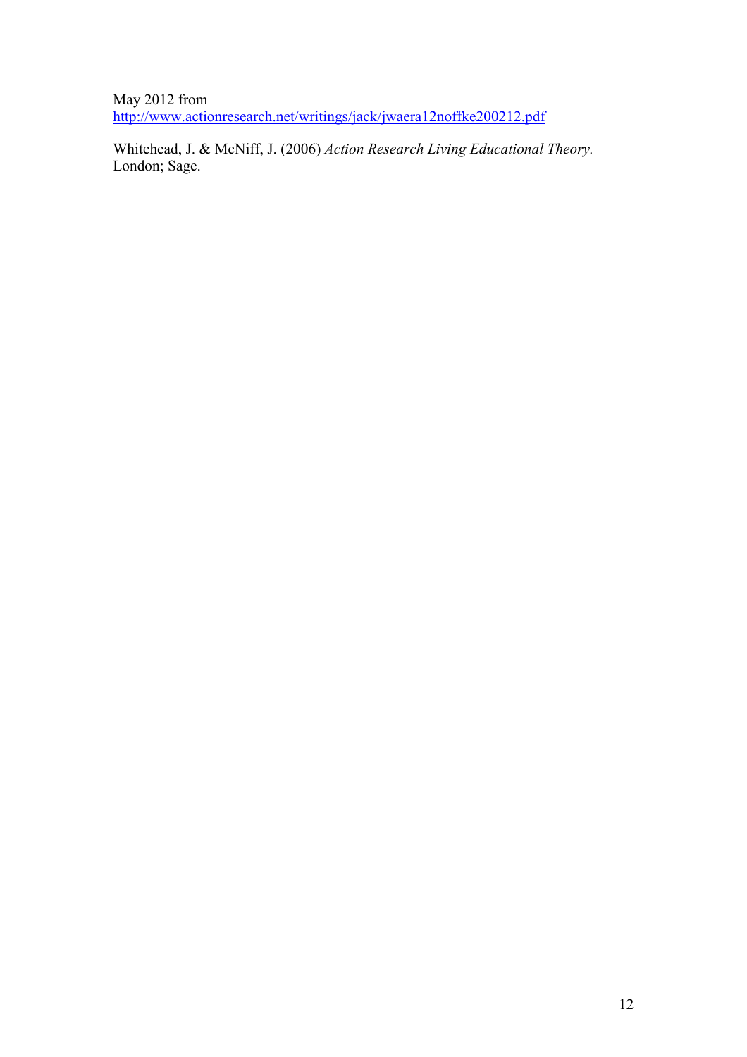May 2012 from
http://www.actionresearch.net/writings/jack/jwaera12noffke200212.pdf

Whitehead, J. & McNiff, J. (2006) *Action Research Living Educational Theory.* London; Sage.